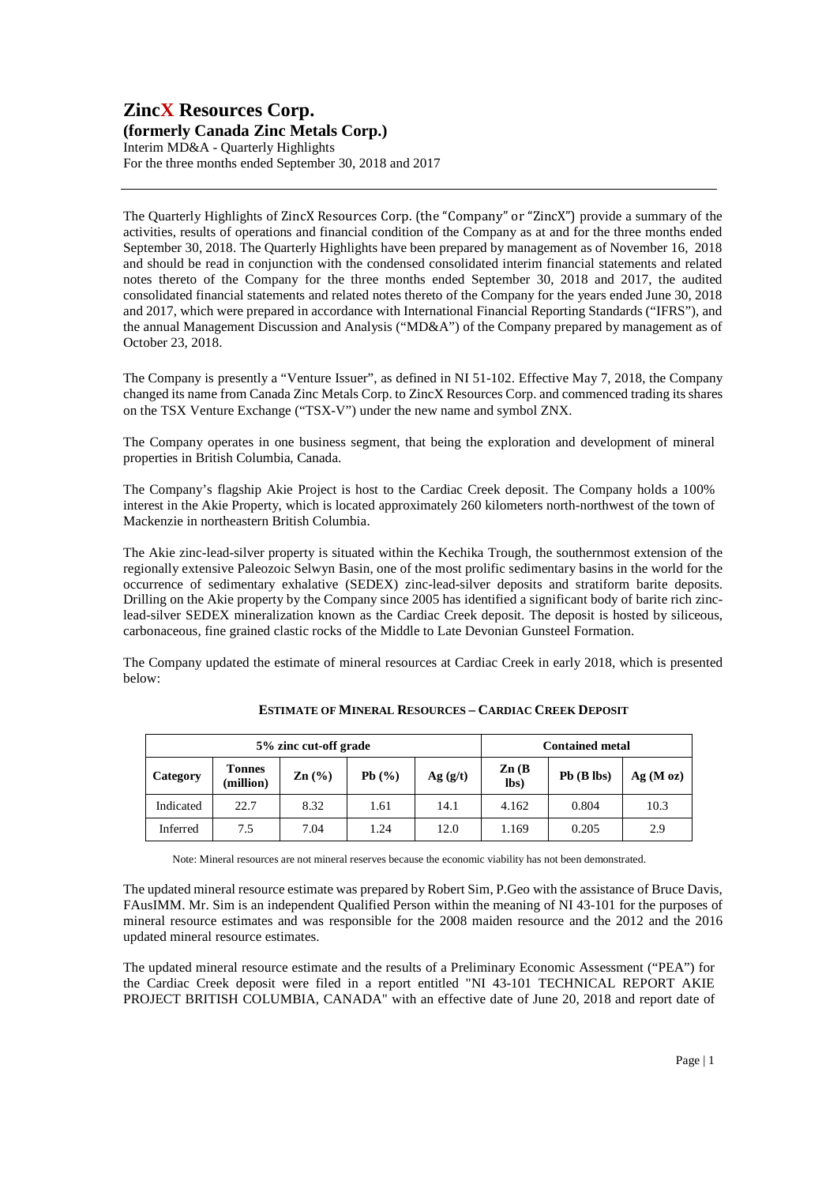# ZincX Resources Corp.

**(formerly Canada Zinc Metals Corp.)**

Interim MD&A - Quarterly Highlights
For the three months ended September 30, 2018 and 2017

---

The Quarterly Highlights of ZincX Resources Corp. (the "Company" or "ZincX") provide a summary of the activities, results of operations and financial condition of the Company as at and for the three months ended September 30, 2018. The Quarterly Highlights have been prepared by management as of November 16, 2018 and should be read in conjunction with the condensed consolidated interim financial statements and related notes thereto of the Company for the three months ended September 30, 2018 and 2017, the audited consolidated financial statements and related notes thereto of the Company for the years ended June 30, 2018 and 2017, which were prepared in accordance with International Financial Reporting Standards ("IFRS"), and the annual Management Discussion and Analysis ("MD&A") of the Company prepared by management as of October 23, 2018.

The Company is presently a "Venture Issuer", as defined in NI 51-102. Effective May 7, 2018, the Company changed its name from Canada Zinc Metals Corp. to ZincX Resources Corp. and commenced trading its shares on the TSX Venture Exchange ("TSX-V") under the new name and symbol ZNX.

The Company operates in one business segment, that being the exploration and development of mineral properties in British Columbia, Canada.

The Company's flagship Akie Project is host to the Cardiac Creek deposit. The Company holds a 100% interest in the Akie Property, which is located approximately 260 kilometers north-northwest of the town of Mackenzie in northeastern British Columbia.

The Akie zinc-lead-silver property is situated within the Kechika Trough, the southernmost extension of the regionally extensive Paleozoic Selwyn Basin, one of the most prolific sedimentary basins in the world for the occurrence of sedimentary exhalative (SEDEX) zinc-lead-silver deposits and stratiform barite deposits. Drilling on the Akie property by the Company since 2005 has identified a significant body of barite rich zinc-lead-silver SEDEX mineralization known as the Cardiac Creek deposit. The deposit is hosted by siliceous, carbonaceous, fine grained clastic rocks of the Middle to Late Devonian Gunsteel Formation.

The Company updated the estimate of mineral resources at Cardiac Creek in early 2018, which is presented below:

**ESTIMATE OF MINERAL RESOURCES – CARDIAC CREEK DEPOSIT**

| 5% zinc cut-off grade | | | | | Contained metal | | |
|---|---|---|---|---|---|---|---|
| **Category** | **Tonnes (million)** | **Zn (%)** | **Pb (%)** | **Ag (g/t)** | **Zn (B lbs)** | **Pb (B lbs)** | **Ag (M oz)** |
| Indicated | 22.7 | 8.32 | 1.61 | 14.1 | 4.162 | 0.804 | 10.3 |
| Inferred | 7.5 | 7.04 | 1.24 | 12.0 | 1.169 | 0.205 | 2.9 |

Note: Mineral resources are not mineral reserves because the economic viability has not been demonstrated.

The updated mineral resource estimate was prepared by Robert Sim, P.Geo with the assistance of Bruce Davis, FAusIMM. Mr. Sim is an independent Qualified Person within the meaning of NI 43-101 for the purposes of mineral resource estimates and was responsible for the 2008 maiden resource and the 2012 and the 2016 updated mineral resource estimates.

The updated mineral resource estimate and the results of a Preliminary Economic Assessment ("PEA") for the Cardiac Creek deposit were filed in a report entitled "NI 43-101 TECHNICAL REPORT AKIE PROJECT BRITISH COLUMBIA, CANADA" with an effective date of June 20, 2018 and report date of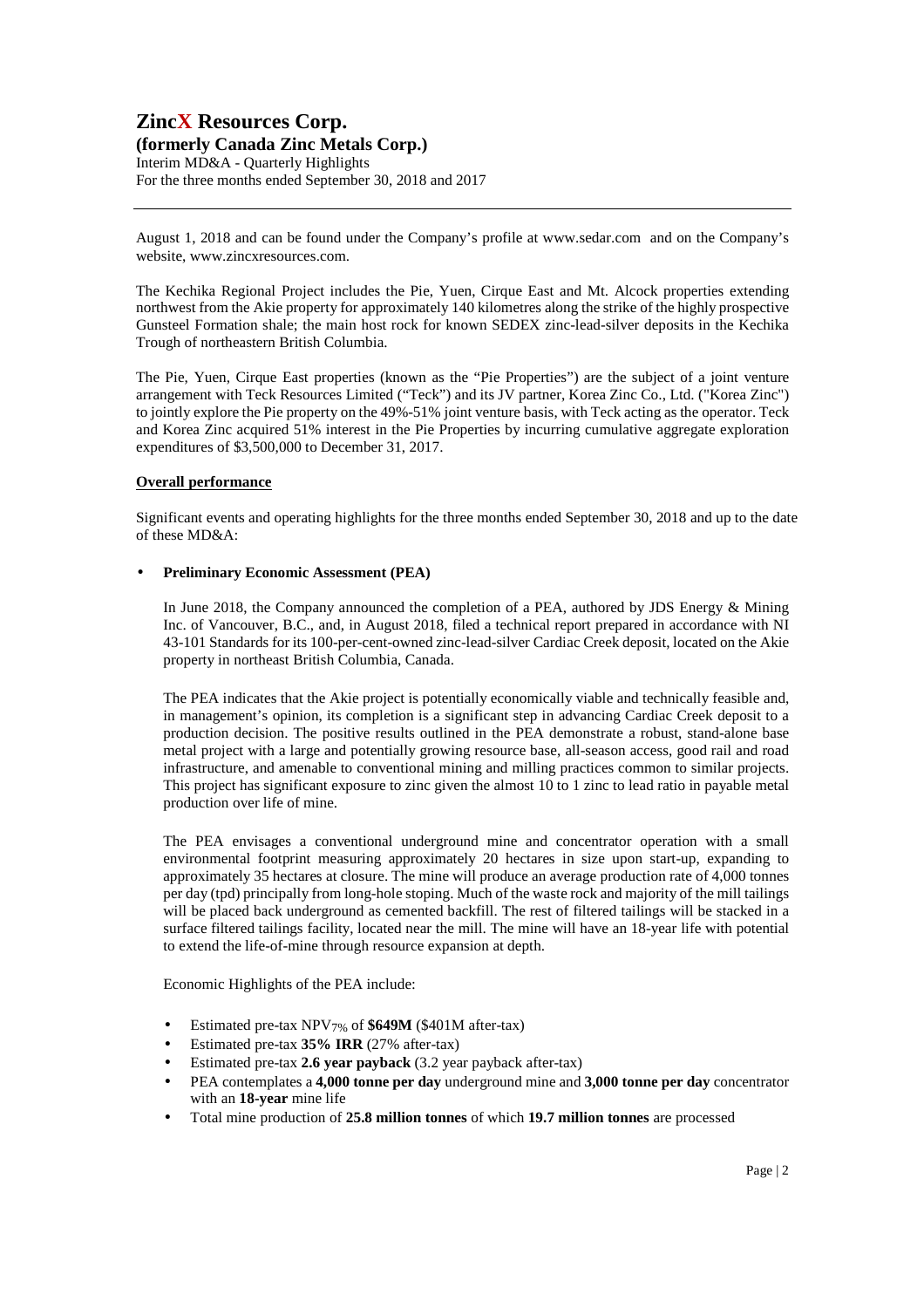August 1, 2018 and can be found under the Company's profile at www.sedar.com and on the Company's website, www.zincxresources.com.

The Kechika Regional Project includes the Pie, Yuen, Cirque East and Mt. Alcock properties extending northwest from the Akie property for approximately 140 kilometres along the strike of the highly prospective Gunsteel Formation shale; the main host rock for known SEDEX zinc-lead-silver deposits in the Kechika Trough of northeastern British Columbia.

The Pie, Yuen, Cirque East properties (known as the "Pie Properties") are the subject of a joint venture arrangement with Teck Resources Limited ("Teck") and its JV partner, Korea Zinc Co., Ltd. ("Korea Zinc") to jointly explore the Pie property on the 49%-51% joint venture basis, with Teck acting as the operator. Teck and Korea Zinc acquired 51% interest in the Pie Properties by incurring cumulative aggregate exploration expenditures of $3,500,000 to December 31, 2017.

**Overall performance**

Significant events and operating highlights for the three months ended September 30, 2018 and up to the date of these MD&A:

- **Preliminary Economic Assessment (PEA)**

  In June 2018, the Company announced the completion of a PEA, authored by JDS Energy & Mining Inc. of Vancouver, B.C., and, in August 2018, filed a technical report prepared in accordance with NI 43-101 Standards for its 100-per-cent-owned zinc-lead-silver Cardiac Creek deposit, located on the Akie property in northeast British Columbia, Canada.

  The PEA indicates that the Akie project is potentially economically viable and technically feasible and, in management's opinion, its completion is a significant step in advancing Cardiac Creek deposit to a production decision. The positive results outlined in the PEA demonstrate a robust, stand-alone base metal project with a large and potentially growing resource base, all-season access, good rail and road infrastructure, and amenable to conventional mining and milling practices common to similar projects. This project has significant exposure to zinc given the almost 10 to 1 zinc to lead ratio in payable metal production over life of mine.

  The PEA envisages a conventional underground mine and concentrator operation with a small environmental footprint measuring approximately 20 hectares in size upon start-up, expanding to approximately 35 hectares at closure. The mine will produce an average production rate of 4,000 tonnes per day (tpd) principally from long-hole stoping. Much of the waste rock and majority of the mill tailings will be placed back underground as cemented backfill. The rest of filtered tailings will be stacked in a surface filtered tailings facility, located near the mill. The mine will have an 18-year life with potential to extend the life-of-mine through resource expansion at depth.

  Economic Highlights of the PEA include:

  - Estimated pre-tax $NPV_{7\%}$ of **$649M** ($401M after-tax)
  - Estimated pre-tax **35% IRR** (27% after-tax)
  - Estimated pre-tax **2.6 year payback** (3.2 year payback after-tax)
  - PEA contemplates a **4,000 tonne per day** underground mine and **3,000 tonne per day** concentrator with an **18-year** mine life
  - Total mine production of **25.8 million tonnes** of which **19.7 million tonnes** are processed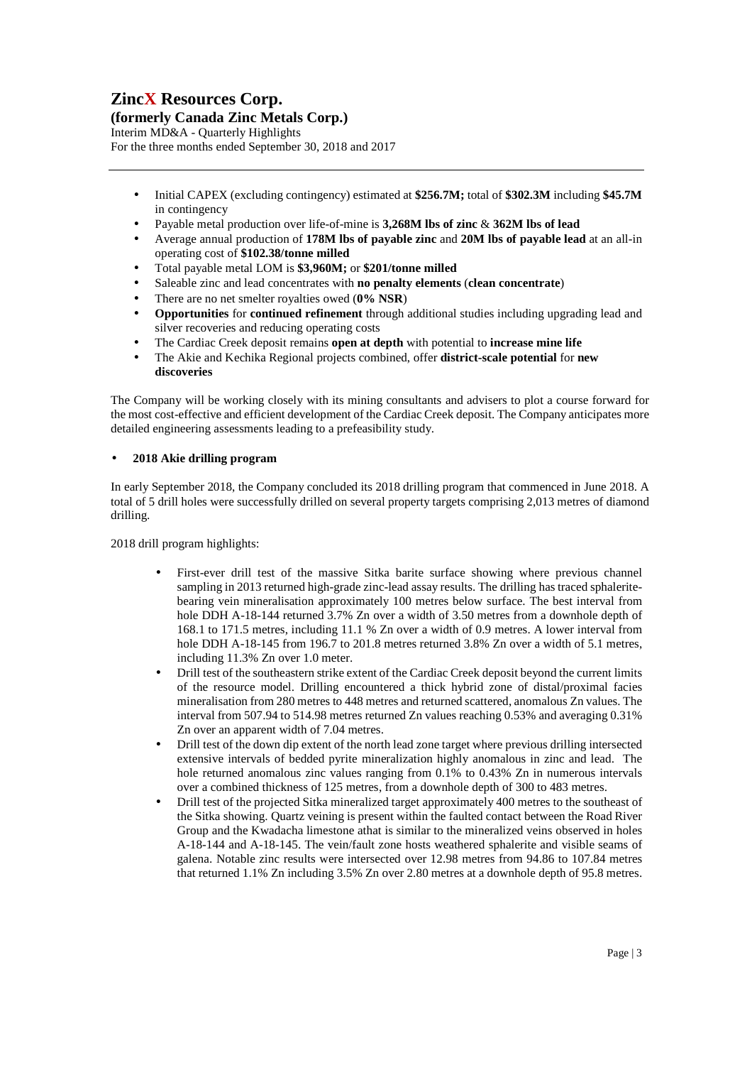- Initial CAPEX (excluding contingency) estimated at **$256.7M;** total of **$302.3M** including **$45.7M** in contingency
- Payable metal production over life-of-mine is **3,268M lbs of zinc** & **362M lbs of lead**
- Average annual production of **178M lbs of payable zinc** and **20M lbs of payable lead** at an all-in operating cost of **$102.38/tonne milled**
- Total payable metal LOM is **$3,960M;** or **$201/tonne milled**
- Saleable zinc and lead concentrates with **no penalty elements** (**clean concentrate**)
- There are no net smelter royalties owed (**0% NSR**)
- **Opportunities** for **continued refinement** through additional studies including upgrading lead and silver recoveries and reducing operating costs
- The Cardiac Creek deposit remains **open at depth** with potential to **increase mine life**
- The Akie and Kechika Regional projects combined, offer **district-scale potential** for **new discoveries**

The Company will be working closely with its mining consultants and advisers to plot a course forward for the most cost-effective and efficient development of the Cardiac Creek deposit. The Company anticipates more detailed engineering assessments leading to a prefeasibility study.

- **2018 Akie drilling program**

In early September 2018, the Company concluded its 2018 drilling program that commenced in June 2018. A total of 5 drill holes were successfully drilled on several property targets comprising 2,013 metres of diamond drilling.

2018 drill program highlights:

- First-ever drill test of the massive Sitka barite surface showing where previous channel sampling in 2013 returned high-grade zinc-lead assay results. The drilling has traced sphalerite-bearing vein mineralisation approximately 100 metres below surface. The best interval from hole DDH A-18-144 returned 3.7% Zn over a width of 3.50 metres from a downhole depth of 168.1 to 171.5 metres, including 11.1 % Zn over a width of 0.9 metres. A lower interval from hole DDH A-18-145 from 196.7 to 201.8 metres returned 3.8% Zn over a width of 5.1 metres, including 11.3% Zn over 1.0 meter.
- Drill test of the southeastern strike extent of the Cardiac Creek deposit beyond the current limits of the resource model. Drilling encountered a thick hybrid zone of distal/proximal facies mineralisation from 280 metres to 448 metres and returned scattered, anomalous Zn values. The interval from 507.94 to 514.98 metres returned Zn values reaching 0.53% and averaging 0.31% Zn over an apparent width of 7.04 metres.
- Drill test of the down dip extent of the north lead zone target where previous drilling intersected extensive intervals of bedded pyrite mineralization highly anomalous in zinc and lead. The hole returned anomalous zinc values ranging from 0.1% to 0.43% Zn in numerous intervals over a combined thickness of 125 metres, from a downhole depth of 300 to 483 metres.
- Drill test of the projected Sitka mineralized target approximately 400 metres to the southeast of the Sitka showing. Quartz veining is present within the faulted contact between the Road River Group and the Kwadacha limestone athat is similar to the mineralized veins observed in holes A-18-144 and A-18-145. The vein/fault zone hosts weathered sphalerite and visible seams of galena. Notable zinc results were intersected over 12.98 metres from 94.86 to 107.84 metres that returned 1.1% Zn including 3.5% Zn over 2.80 metres at a downhole depth of 95.8 metres.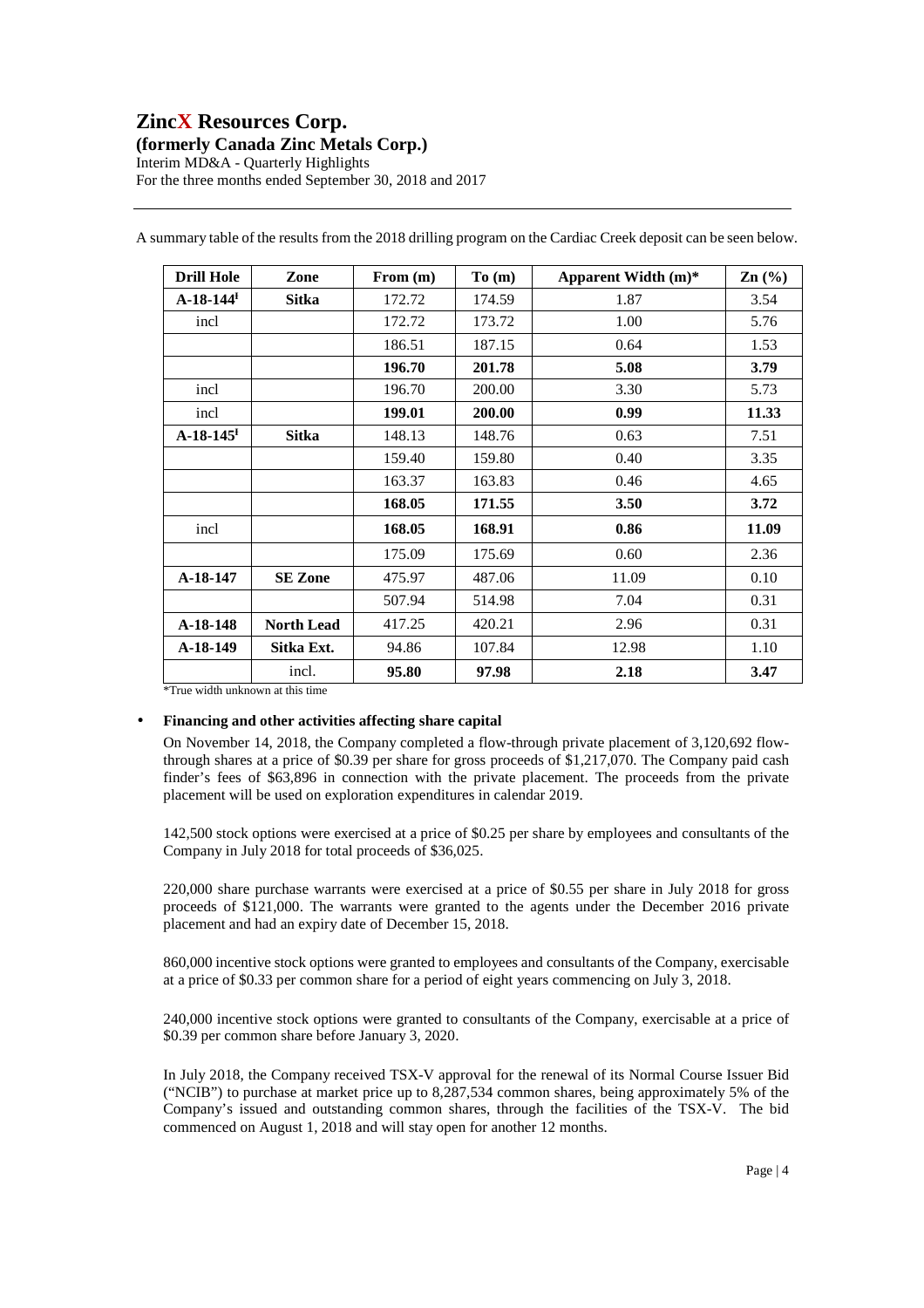A summary table of the results from the 2018 drilling program on the Cardiac Creek deposit can be seen below.

| Drill Hole | Zone | From (m) | To (m) | Apparent Width (m)* | Zn (%) |
|---|---|---|---|---|---|
| **A-18-144**[I] | **Sitka** | 172.72 | 174.59 | 1.87 | 3.54 |
| incl | | 172.72 | 173.72 | 1.00 | 5.76 |
| | | 186.51 | 187.15 | 0.64 | 1.53 |
| | | **196.70** | **201.78** | **5.08** | **3.79** |
| incl | | 196.70 | 200.00 | 3.30 | 5.73 |
| incl | | **199.01** | **200.00** | **0.99** | **11.33** |
| **A-18-145**[I] | **Sitka** | 148.13 | 148.76 | 0.63 | 7.51 |
| | | 159.40 | 159.80 | 0.40 | 3.35 |
| | | 163.37 | 163.83 | 0.46 | 4.65 |
| | | **168.05** | **171.55** | **3.50** | **3.72** |
| incl | | **168.05** | **168.91** | **0.86** | **11.09** |
| | | 175.09 | 175.69 | 0.60 | 2.36 |
| **A-18-147** | **SE Zone** | 475.97 | 487.06 | 11.09 | 0.10 |
| | | 507.94 | 514.98 | 7.04 | 0.31 |
| **A-18-148** | **North Lead** | 417.25 | 420.21 | 2.96 | 0.31 |
| **A-18-149** | **Sitka Ext.** | 94.86 | 107.84 | 12.98 | 1.10 |
| | incl. | **95.80** | **97.98** | **2.18** | **3.47** |

*True width unknown at this time

- **Financing and other activities affecting share capital**

  On November 14, 2018, the Company completed a flow-through private placement of 3,120,692 flow-through shares at a price of $0.39 per share for gross proceeds of $1,217,070. The Company paid cash finder's fees of $63,896 in connection with the private placement. The proceeds from the private placement will be used on exploration expenditures in calendar 2019.

  142,500 stock options were exercised at a price of $0.25 per share by employees and consultants of the Company in July 2018 for total proceeds of $36,025.

  220,000 share purchase warrants were exercised at a price of $0.55 per share in July 2018 for gross proceeds of $121,000. The warrants were granted to the agents under the December 2016 private placement and had an expiry date of December 15, 2018.

  860,000 incentive stock options were granted to employees and consultants of the Company, exercisable at a price of $0.33 per common share for a period of eight years commencing on July 3, 2018.

  240,000 incentive stock options were granted to consultants of the Company, exercisable at a price of $0.39 per common share before January 3, 2020.

  In July 2018, the Company received TSX-V approval for the renewal of its Normal Course Issuer Bid ("NCIB") to purchase at market price up to 8,287,534 common shares, being approximately 5% of the Company's issued and outstanding common shares, through the facilities of the TSX-V. The bid commenced on August 1, 2018 and will stay open for another 12 months.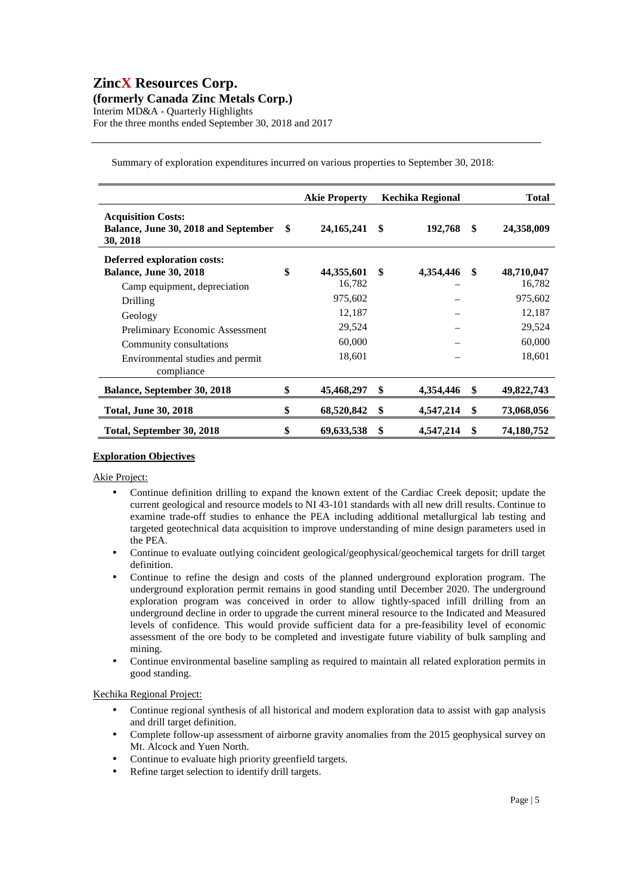Summary of exploration expenditures incurred on various properties to September 30, 2018:

| | Akie Property | Kechika Regional | Total |
|---|---|---|---|
| **Acquisition Costs:** | | | |
| **Balance, June 30, 2018 and September 30, 2018** | **$ 24,165,241** | **$ 192,768** | **$ 24,358,009** |
| **Deferred exploration costs:** | | | |
| **Balance, June 30, 2018** | **$ 44,355,601** | **$ 4,354,446** | **$ 48,710,047** |
| Camp equipment, depreciation | 16,782 | – | 16,782 |
| Drilling | 975,602 | – | 975,602 |
| Geology | 12,187 | – | 12,187 |
| Preliminary Economic Assessment | 29,524 | – | 29,524 |
| Community consultations | 60,000 | – | 60,000 |
| Environmental studies and permit compliance | 18,601 | – | 18,601 |
| **Balance, September 30, 2018** | **$ 45,468,297** | **$ 4,354,446** | **$ 49,822,743** |
| **Total, June 30, 2018** | **$ 68,520,842** | **$ 4,547,214** | **$ 73,068,056** |
| **Total, September 30, 2018** | **$ 69,633,538** | **$ 4,547,214** | **$ 74,180,752** |

**Exploration Objectives**

Akie Project:

- Continue definition drilling to expand the known extent of the Cardiac Creek deposit; update the current geological and resource models to NI 43-101 standards with all new drill results. Continue to examine trade-off studies to enhance the PEA including additional metallurgical lab testing and targeted geotechnical data acquisition to improve understanding of mine design parameters used in the PEA.
- Continue to evaluate outlying coincident geological/geophysical/geochemical targets for drill target definition.
- Continue to refine the design and costs of the planned underground exploration program. The underground exploration permit remains in good standing until December 2020. The underground exploration program was conceived in order to allow tightly-spaced infill drilling from an underground decline in order to upgrade the current mineral resource to the Indicated and Measured levels of confidence. This would provide sufficient data for a pre-feasibility level of economic assessment of the ore body to be completed and investigate future viability of bulk sampling and mining.
- Continue environmental baseline sampling as required to maintain all related exploration permits in good standing.

Kechika Regional Project:

- Continue regional synthesis of all historical and modern exploration data to assist with gap analysis and drill target definition.
- Complete follow-up assessment of airborne gravity anomalies from the 2015 geophysical survey on Mt. Alcock and Yuen North.
- Continue to evaluate high priority greenfield targets.
- Refine target selection to identify drill targets.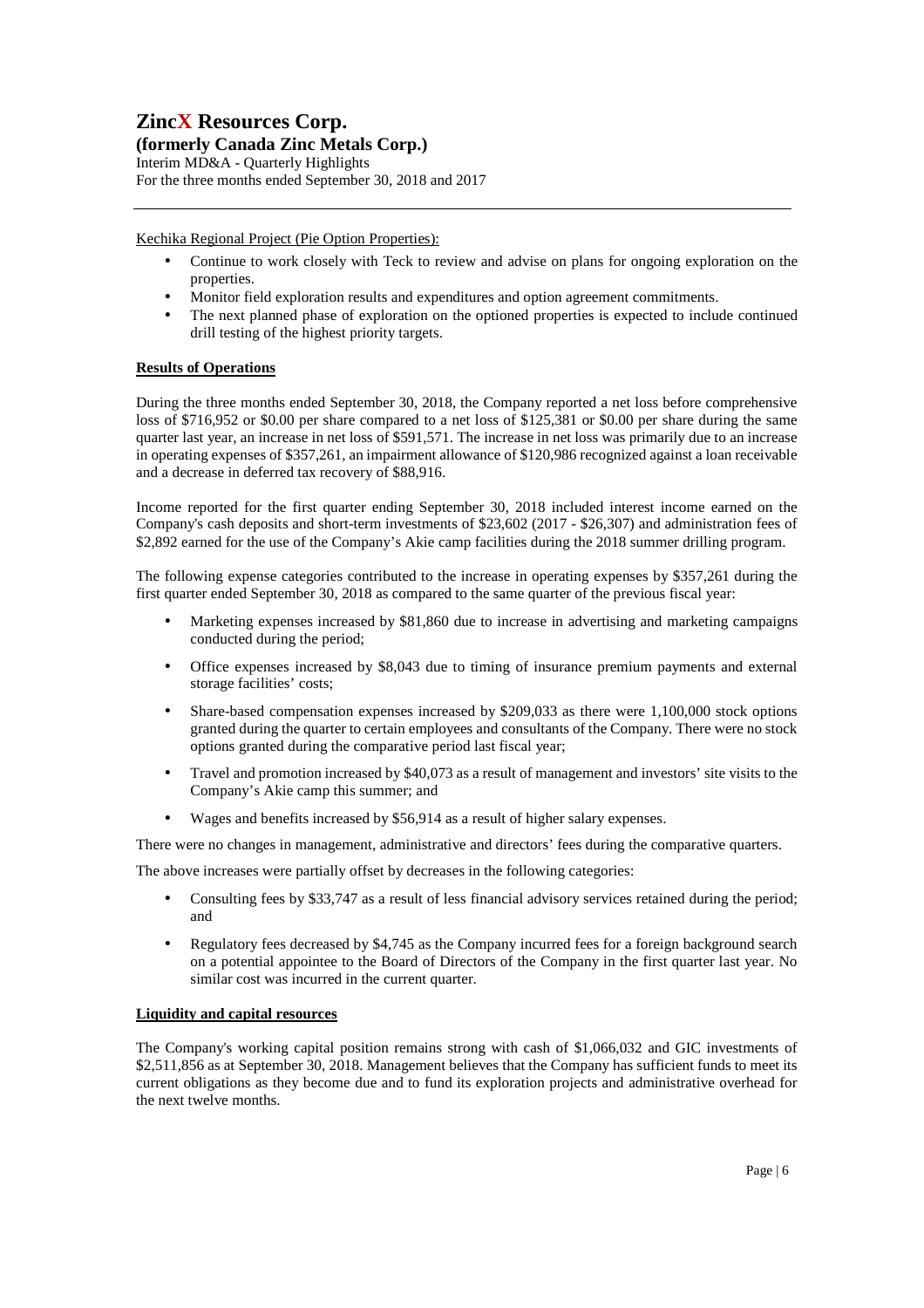Kechika Regional Project (Pie Option Properties):

- Continue to work closely with Teck to review and advise on plans for ongoing exploration on the properties.
- Monitor field exploration results and expenditures and option agreement commitments.
- The next planned phase of exploration on the optioned properties is expected to include continued drill testing of the highest priority targets.

**Results of Operations**

During the three months ended September 30, 2018, the Company reported a net loss before comprehensive loss of $716,952 or $0.00 per share compared to a net loss of $125,381 or $0.00 per share during the same quarter last year, an increase in net loss of $591,571. The increase in net loss was primarily due to an increase in operating expenses of $357,261, an impairment allowance of $120,986 recognized against a loan receivable and a decrease in deferred tax recovery of $88,916.

Income reported for the first quarter ending September 30, 2018 included interest income earned on the Company's cash deposits and short-term investments of $23,602 (2017 - $26,307) and administration fees of $2,892 earned for the use of the Company's Akie camp facilities during the 2018 summer drilling program.

The following expense categories contributed to the increase in operating expenses by $357,261 during the first quarter ended September 30, 2018 as compared to the same quarter of the previous fiscal year:

- Marketing expenses increased by $81,860 due to increase in advertising and marketing campaigns conducted during the period;
- Office expenses increased by $8,043 due to timing of insurance premium payments and external storage facilities' costs;
- Share-based compensation expenses increased by $209,033 as there were 1,100,000 stock options granted during the quarter to certain employees and consultants of the Company. There were no stock options granted during the comparative period last fiscal year;
- Travel and promotion increased by $40,073 as a result of management and investors' site visits to the Company's Akie camp this summer; and
- Wages and benefits increased by $56,914 as a result of higher salary expenses.

There were no changes in management, administrative and directors' fees during the comparative quarters.

The above increases were partially offset by decreases in the following categories:

- Consulting fees by $33,747 as a result of less financial advisory services retained during the period; and
- Regulatory fees decreased by $4,745 as the Company incurred fees for a foreign background search on a potential appointee to the Board of Directors of the Company in the first quarter last year. No similar cost was incurred in the current quarter.

**Liquidity and capital resources**

The Company's working capital position remains strong with cash of $1,066,032 and GIC investments of $2,511,856 as at September 30, 2018. Management believes that the Company has sufficient funds to meet its current obligations as they become due and to fund its exploration projects and administrative overhead for the next twelve months.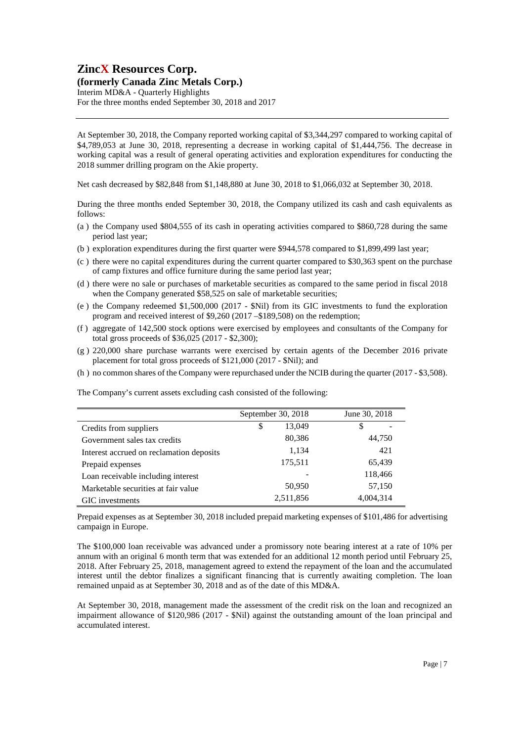At September 30, 2018, the Company reported working capital of $3,344,297 compared to working capital of $4,789,053 at June 30, 2018, representing a decrease in working capital of $1,444,756. The decrease in working capital was a result of general operating activities and exploration expenditures for conducting the 2018 summer drilling program on the Akie property.

Net cash decreased by $82,848 from $1,148,880 at June 30, 2018 to $1,066,032 at September 30, 2018.

During the three months ended September 30, 2018, the Company utilized its cash and cash equivalents as follows:

(a ) the Company used $804,555 of its cash in operating activities compared to $860,728 during the same period last year;

(b ) exploration expenditures during the first quarter were $944,578 compared to $1,899,499 last year;

(c ) there were no capital expenditures during the current quarter compared to $30,363 spent on the purchase of camp fixtures and office furniture during the same period last year;

(d ) there were no sale or purchases of marketable securities as compared to the same period in fiscal 2018 when the Company generated $58,525 on sale of marketable securities;

(e ) the Company redeemed $1,500,000 (2017 - $Nil) from its GIC investments to fund the exploration program and received interest of $9,260 (2017 –$189,508) on the redemption;

(f ) aggregate of 142,500 stock options were exercised by employees and consultants of the Company for total gross proceeds of $36,025 (2017 - $2,300);

(g ) 220,000 share purchase warrants were exercised by certain agents of the December 2016 private placement for total gross proceeds of $121,000 (2017 - $Nil); and

(h ) no common shares of the Company were repurchased under the NCIB during the quarter (2017 - $3,508).

The Company's current assets excluding cash consisted of the following:

| | September 30, 2018 | June 30, 2018 |
|---|---|---|
| Credits from suppliers | $ 13,049 | $ - |
| Government sales tax credits | 80,386 | 44,750 |
| Interest accrued on reclamation deposits | 1,134 | 421 |
| Prepaid expenses | 175,511 | 65,439 |
| Loan receivable including interest | - | 118,466 |
| Marketable securities at fair value | 50,950 | 57,150 |
| GIC investments | 2,511,856 | 4,004,314 |

Prepaid expenses as at September 30, 2018 included prepaid marketing expenses of $101,486 for advertising campaign in Europe.

The $100,000 loan receivable was advanced under a promissory note bearing interest at a rate of 10% per annum with an original 6 month term that was extended for an additional 12 month period until February 25, 2018. After February 25, 2018, management agreed to extend the repayment of the loan and the accumulated interest until the debtor finalizes a significant financing that is currently awaiting completion. The loan remained unpaid as at September 30, 2018 and as of the date of this MD&A.

At September 30, 2018, management made the assessment of the credit risk on the loan and recognized an impairment allowance of $120,986 (2017 - $Nil) against the outstanding amount of the loan principal and accumulated interest.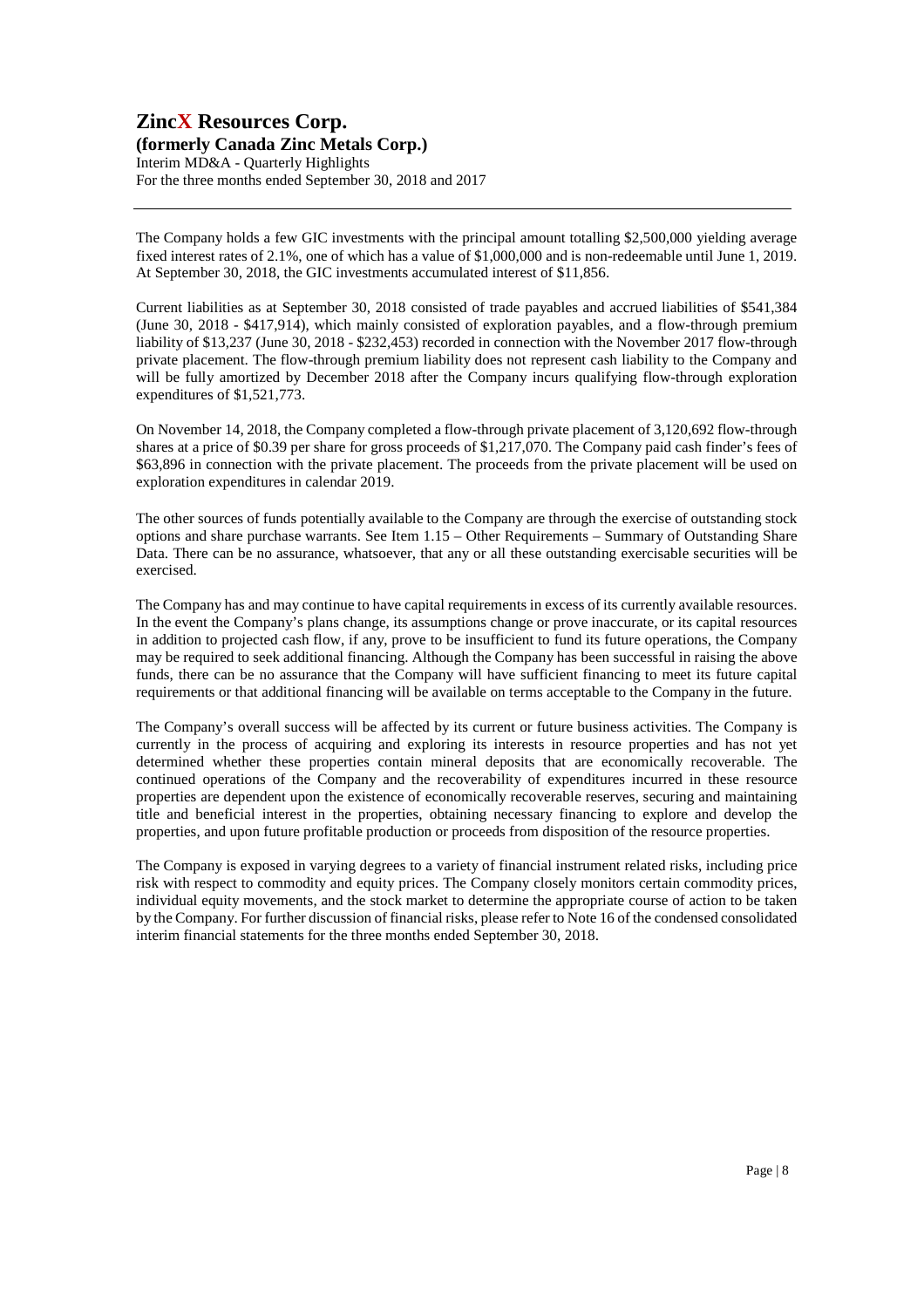The Company holds a few GIC investments with the principal amount totalling $2,500,000 yielding average fixed interest rates of 2.1%, one of which has a value of $1,000,000 and is non-redeemable until June 1, 2019. At September 30, 2018, the GIC investments accumulated interest of $11,856.

Current liabilities as at September 30, 2018 consisted of trade payables and accrued liabilities of $541,384 (June 30, 2018 - $417,914), which mainly consisted of exploration payables, and a flow-through premium liability of $13,237 (June 30, 2018 - $232,453) recorded in connection with the November 2017 flow-through private placement. The flow-through premium liability does not represent cash liability to the Company and will be fully amortized by December 2018 after the Company incurs qualifying flow-through exploration expenditures of $1,521,773.

On November 14, 2018, the Company completed a flow-through private placement of 3,120,692 flow-through shares at a price of $0.39 per share for gross proceeds of $1,217,070. The Company paid cash finder's fees of $63,896 in connection with the private placement. The proceeds from the private placement will be used on exploration expenditures in calendar 2019.

The other sources of funds potentially available to the Company are through the exercise of outstanding stock options and share purchase warrants. See Item 1.15 – Other Requirements – Summary of Outstanding Share Data. There can be no assurance, whatsoever, that any or all these outstanding exercisable securities will be exercised.

The Company has and may continue to have capital requirements in excess of its currently available resources. In the event the Company's plans change, its assumptions change or prove inaccurate, or its capital resources in addition to projected cash flow, if any, prove to be insufficient to fund its future operations, the Company may be required to seek additional financing. Although the Company has been successful in raising the above funds, there can be no assurance that the Company will have sufficient financing to meet its future capital requirements or that additional financing will be available on terms acceptable to the Company in the future.

The Company's overall success will be affected by its current or future business activities. The Company is currently in the process of acquiring and exploring its interests in resource properties and has not yet determined whether these properties contain mineral deposits that are economically recoverable. The continued operations of the Company and the recoverability of expenditures incurred in these resource properties are dependent upon the existence of economically recoverable reserves, securing and maintaining title and beneficial interest in the properties, obtaining necessary financing to explore and develop the properties, and upon future profitable production or proceeds from disposition of the resource properties.

The Company is exposed in varying degrees to a variety of financial instrument related risks, including price risk with respect to commodity and equity prices. The Company closely monitors certain commodity prices, individual equity movements, and the stock market to determine the appropriate course of action to be taken by the Company. For further discussion of financial risks, please refer to Note 16 of the condensed consolidated interim financial statements for the three months ended September 30, 2018.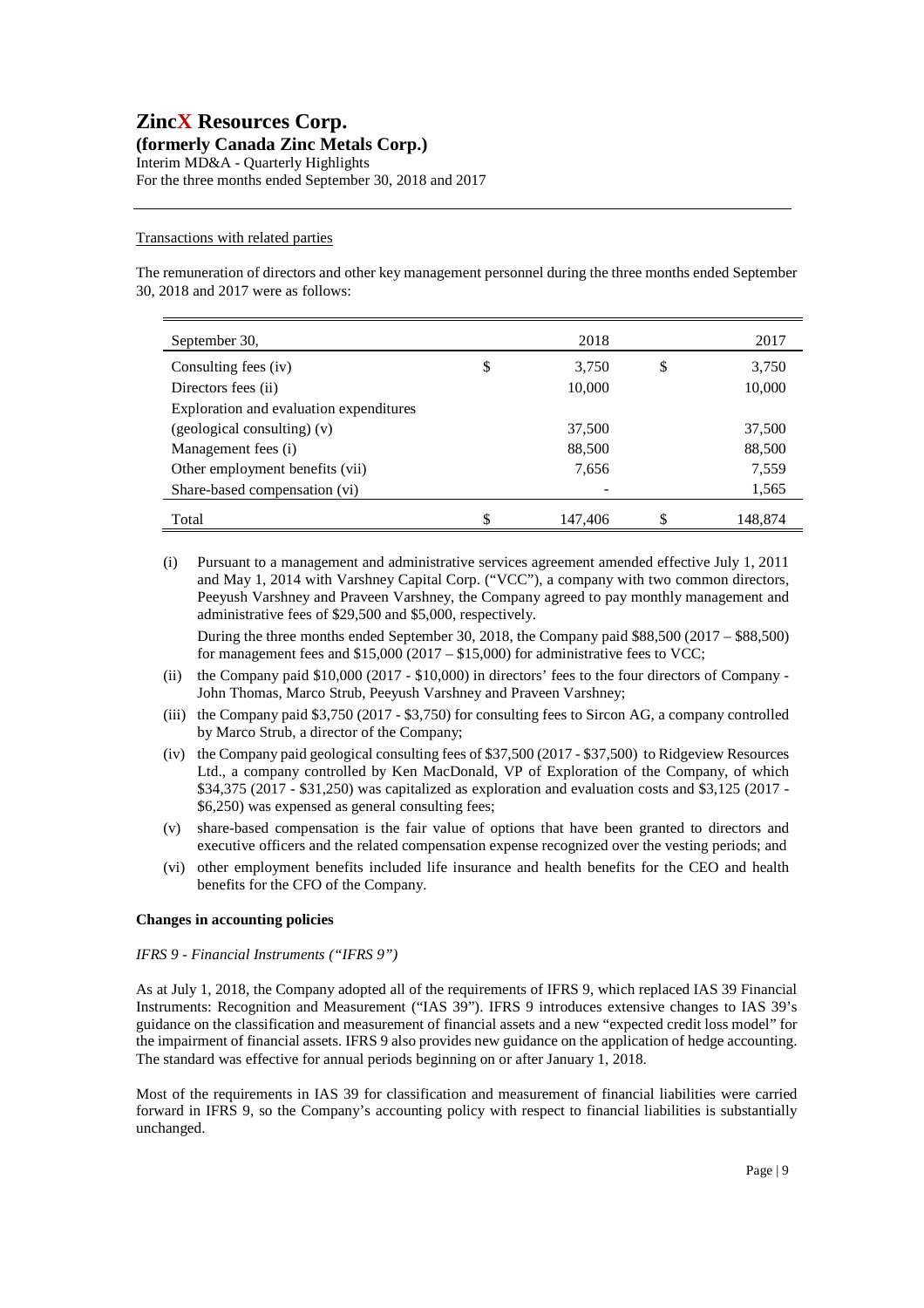#### Transactions with related parties

The remuneration of directors and other key management personnel during the three months ended September 30, 2018 and 2017 were as follows:

| September 30, | 2018 | 2017 |
|---|---|---|
| Consulting fees (iv) | $ 3,750 | $ 3,750 |
| Directors fees (ii) | 10,000 | 10,000 |
| Exploration and evaluation expenditures (geological consulting) (v) | 37,500 | 37,500 |
| Management fees (i) | 88,500 | 88,500 |
| Other employment benefits (vii) | 7,656 | 7,559 |
| Share-based compensation (vi) | - | 1,565 |
| Total | $ 147,406 | $ 148,874 |

(i) Pursuant to a management and administrative services agreement amended effective July 1, 2011 and May 1, 2014 with Varshney Capital Corp. ("VCC"), a company with two common directors, Peeyush Varshney and Praveen Varshney, the Company agreed to pay monthly management and administrative fees of $29,500 and $5,000, respectively.

During the three months ended September 30, 2018, the Company paid $88,500 (2017 – $88,500) for management fees and $15,000 (2017 – $15,000) for administrative fees to VCC;

(ii) the Company paid $10,000 (2017 - $10,000) in directors' fees to the four directors of Company - John Thomas, Marco Strub, Peeyush Varshney and Praveen Varshney;

(iii) the Company paid $3,750 (2017 - $3,750) for consulting fees to Sircon AG, a company controlled by Marco Strub, a director of the Company;

(iv) the Company paid geological consulting fees of $37,500 (2017 - $37,500) to Ridgeview Resources Ltd., a company controlled by Ken MacDonald, VP of Exploration of the Company, of which $34,375 (2017 - $31,250) was capitalized as exploration and evaluation costs and $3,125 (2017 - $6,250) was expensed as general consulting fees;

(v) share-based compensation is the fair value of options that have been granted to directors and executive officers and the related compensation expense recognized over the vesting periods; and

(vi) other employment benefits included life insurance and health benefits for the CEO and health benefits for the CFO of the Company.

**Changes in accounting policies**

*IFRS 9 - Financial Instruments ("IFRS 9")*

As at July 1, 2018, the Company adopted all of the requirements of IFRS 9, which replaced IAS 39 Financial Instruments: Recognition and Measurement ("IAS 39"). IFRS 9 introduces extensive changes to IAS 39's guidance on the classification and measurement of financial assets and a new "expected credit loss model" for the impairment of financial assets. IFRS 9 also provides new guidance on the application of hedge accounting. The standard was effective for annual periods beginning on or after January 1, 2018.

Most of the requirements in IAS 39 for classification and measurement of financial liabilities were carried forward in IFRS 9, so the Company's accounting policy with respect to financial liabilities is substantially unchanged.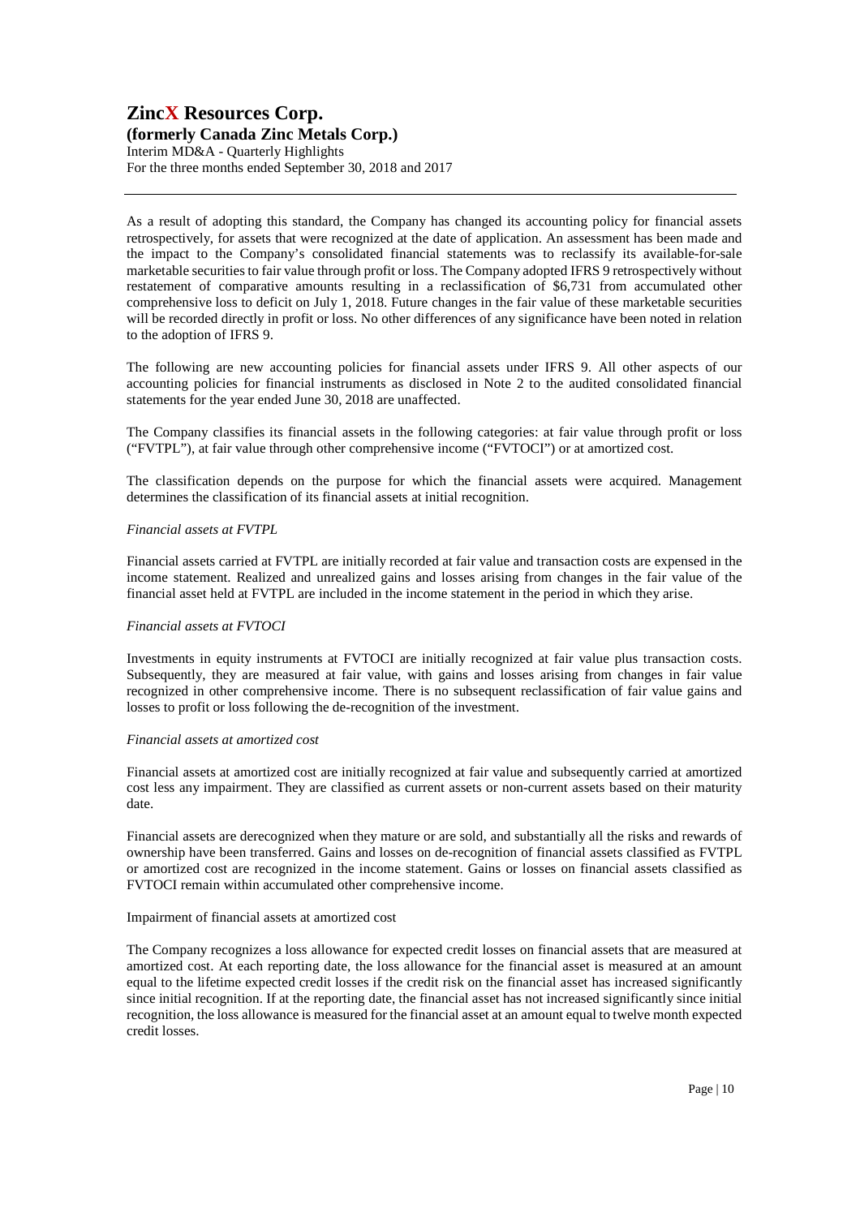As a result of adopting this standard, the Company has changed its accounting policy for financial assets retrospectively, for assets that were recognized at the date of application. An assessment has been made and the impact to the Company's consolidated financial statements was to reclassify its available-for-sale marketable securities to fair value through profit or loss. The Company adopted IFRS 9 retrospectively without restatement of comparative amounts resulting in a reclassification of $6,731 from accumulated other comprehensive loss to deficit on July 1, 2018. Future changes in the fair value of these marketable securities will be recorded directly in profit or loss. No other differences of any significance have been noted in relation to the adoption of IFRS 9.

The following are new accounting policies for financial assets under IFRS 9. All other aspects of our accounting policies for financial instruments as disclosed in Note 2 to the audited consolidated financial statements for the year ended June 30, 2018 are unaffected.

The Company classifies its financial assets in the following categories: at fair value through profit or loss ("FVTPL"), at fair value through other comprehensive income ("FVTOCI") or at amortized cost.

The classification depends on the purpose for which the financial assets were acquired. Management determines the classification of its financial assets at initial recognition.

*Financial assets at FVTPL*

Financial assets carried at FVTPL are initially recorded at fair value and transaction costs are expensed in the income statement. Realized and unrealized gains and losses arising from changes in the fair value of the financial asset held at FVTPL are included in the income statement in the period in which they arise.

*Financial assets at FVTOCI*

Investments in equity instruments at FVTOCI are initially recognized at fair value plus transaction costs. Subsequently, they are measured at fair value, with gains and losses arising from changes in fair value recognized in other comprehensive income. There is no subsequent reclassification of fair value gains and losses to profit or loss following the de-recognition of the investment.

*Financial assets at amortized cost*

Financial assets at amortized cost are initially recognized at fair value and subsequently carried at amortized cost less any impairment. They are classified as current assets or non-current assets based on their maturity date.

Financial assets are derecognized when they mature or are sold, and substantially all the risks and rewards of ownership have been transferred. Gains and losses on de-recognition of financial assets classified as FVTPL or amortized cost are recognized in the income statement. Gains or losses on financial assets classified as FVTOCI remain within accumulated other comprehensive income.

Impairment of financial assets at amortized cost

The Company recognizes a loss allowance for expected credit losses on financial assets that are measured at amortized cost. At each reporting date, the loss allowance for the financial asset is measured at an amount equal to the lifetime expected credit losses if the credit risk on the financial asset has increased significantly since initial recognition. If at the reporting date, the financial asset has not increased significantly since initial recognition, the loss allowance is measured for the financial asset at an amount equal to twelve month expected credit losses.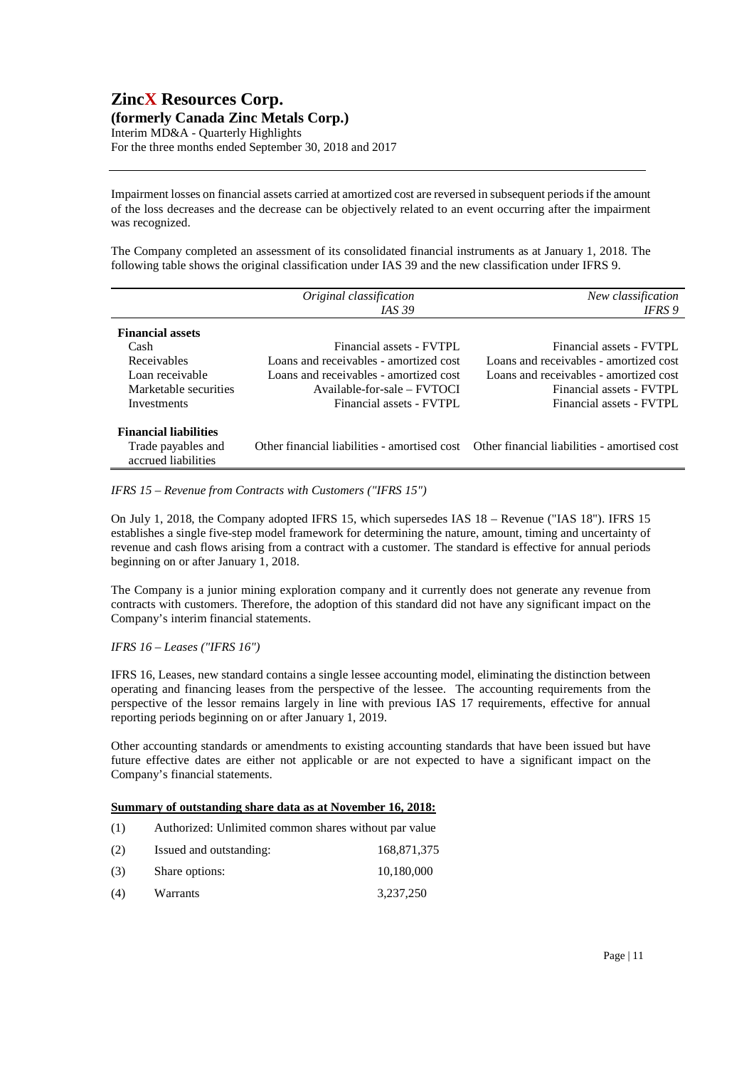Impairment losses on financial assets carried at amortized cost are reversed in subsequent periods if the amount of the loss decreases and the decrease can be objectively related to an event occurring after the impairment was recognized.

The Company completed an assessment of its consolidated financial instruments as at January 1, 2018. The following table shows the original classification under IAS 39 and the new classification under IFRS 9.

| | *Original classification* *IAS 39* | *New classification* *IFRS 9* |
|---|---|---|
| **Financial assets** | | |
| Cash | Financial assets - FVTPL | Financial assets - FVTPL |
| Receivables | Loans and receivables - amortized cost | Loans and receivables - amortized cost |
| Loan receivable | Loans and receivables - amortized cost | Loans and receivables - amortized cost |
| Marketable securities | Available-for-sale – FVTOCI | Financial assets - FVTPL |
| Investments | Financial assets - FVTPL | Financial assets - FVTPL |
| **Financial liabilities** | | |
| Trade payables and accrued liabilities | Other financial liabilities - amortized cost | Other financial liabilities - amortised cost |

*IFRS 15 – Revenue from Contracts with Customers ("IFRS 15")*

On July 1, 2018, the Company adopted IFRS 15, which supersedes IAS 18 – Revenue ("IAS 18"). IFRS 15 establishes a single five-step model framework for determining the nature, amount, timing and uncertainty of revenue and cash flows arising from a contract with a customer. The standard is effective for annual periods beginning on or after January 1, 2018.

The Company is a junior mining exploration company and it currently does not generate any revenue from contracts with customers. Therefore, the adoption of this standard did not have any significant impact on the Company's interim financial statements.

*IFRS 16 – Leases ("IFRS 16")*

IFRS 16, Leases, new standard contains a single lessee accounting model, eliminating the distinction between operating and financing leases from the perspective of the lessee. The accounting requirements from the perspective of the lessor remains largely in line with previous IAS 17 requirements, effective for annual reporting periods beginning on or after January 1, 2019.

Other accounting standards or amendments to existing accounting standards that have been issued but have future effective dates are either not applicable or are not expected to have a significant impact on the Company's financial statements.

**Summary of outstanding share data as at November 16, 2018:**

(1) Authorized: Unlimited common shares without par value

(2) Issued and outstanding: 168,871,375

(3) Share options: 10,180,000

(4) Warrants 3,237,250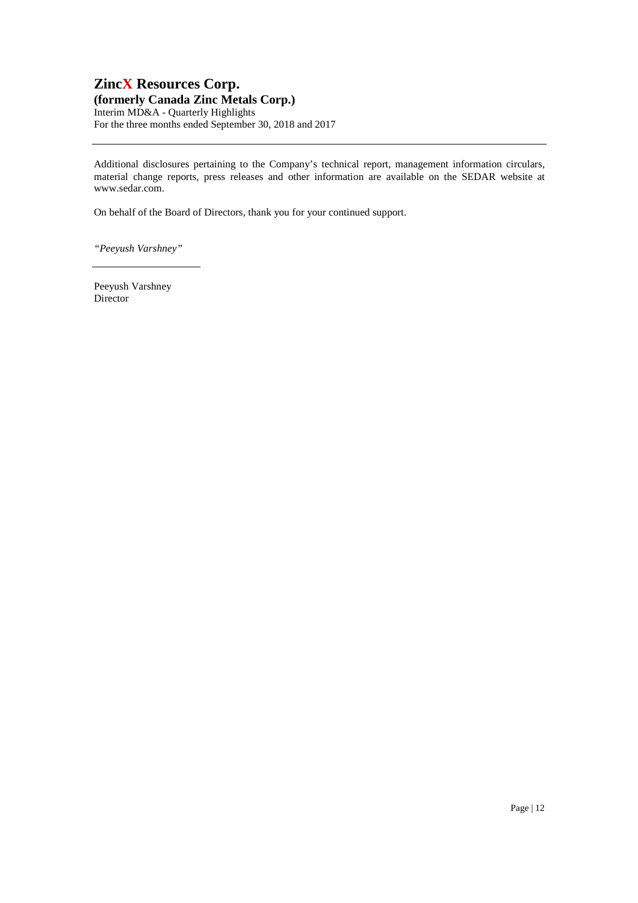Additional disclosures pertaining to the Company's technical report, management information circulars, material change reports, press releases and other information are available on the SEDAR website at www.sedar.com.

On behalf of the Board of Directors, thank you for your continued support.

*"Peeyush Varshney"*

Peeyush Varshney
Director